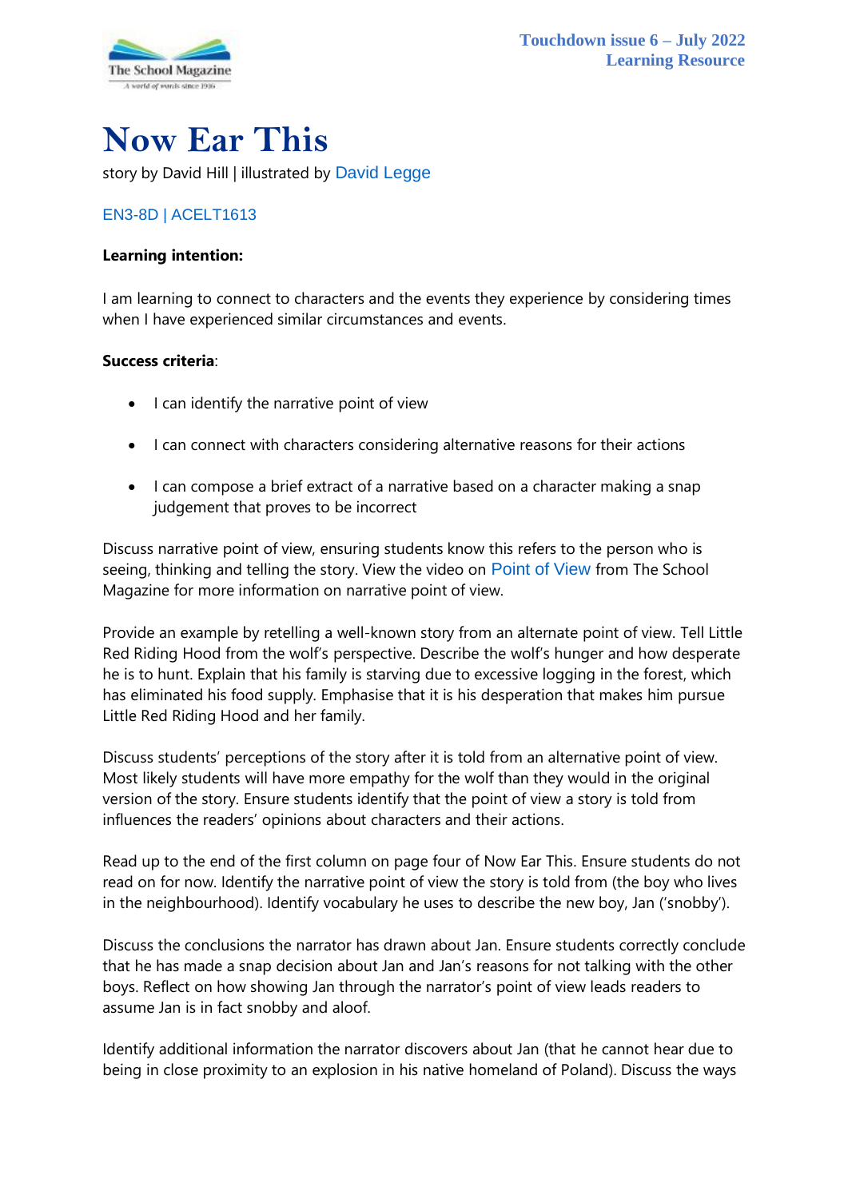Touchdown issue 6 – July 2022
Learning Resource

# Now Ear This

story by David Hill | illustrated by David Legge

EN3-8D | ACELT1613

**Learning intention:**

I am learning to connect to characters and the events they experience by considering times when I have experienced similar circumstances and events.

**Success criteria**:

- I can identify the narrative point of view
- I can connect with characters considering alternative reasons for their actions
- I can compose a brief extract of a narrative based on a character making a snap judgement that proves to be incorrect

Discuss narrative point of view, ensuring students know this refers to the person who is seeing, thinking and telling the story. View the video on Point of View from The School Magazine for more information on narrative point of view.

Provide an example by retelling a well-known story from an alternate point of view. Tell Little Red Riding Hood from the wolf's perspective. Describe the wolf's hunger and how desperate he is to hunt. Explain that his family is starving due to excessive logging in the forest, which has eliminated his food supply. Emphasise that it is his desperation that makes him pursue Little Red Riding Hood and her family.

Discuss students' perceptions of the story after it is told from an alternative point of view. Most likely students will have more empathy for the wolf than they would in the original version of the story. Ensure students identify that the point of view a story is told from influences the readers' opinions about characters and their actions.

Read up to the end of the first column on page four of Now Ear This. Ensure students do not read on for now. Identify the narrative point of view the story is told from (the boy who lives in the neighbourhood). Identify vocabulary he uses to describe the new boy, Jan ('snobby').

Discuss the conclusions the narrator has drawn about Jan. Ensure students correctly conclude that he has made a snap decision about Jan and Jan's reasons for not talking with the other boys. Reflect on how showing Jan through the narrator's point of view leads readers to assume Jan is in fact snobby and aloof.

Identify additional information the narrator discovers about Jan (that he cannot hear due to being in close proximity to an explosion in his native homeland of Poland). Discuss the ways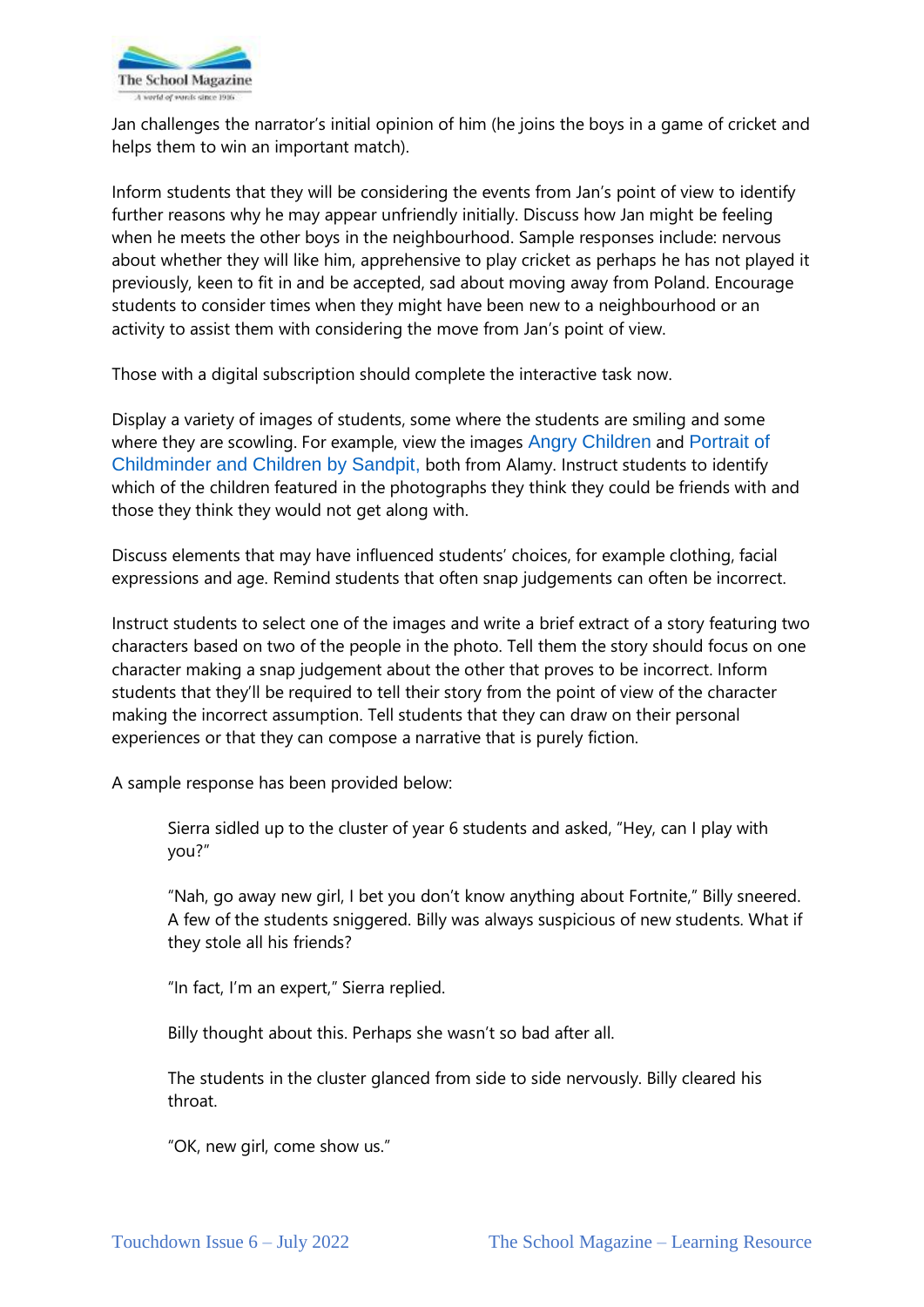Jan challenges the narrator's initial opinion of him (he joins the boys in a game of cricket and helps them to win an important match).

Inform students that they will be considering the events from Jan's point of view to identify further reasons why he may appear unfriendly initially. Discuss how Jan might be feeling when he meets the other boys in the neighbourhood. Sample responses include: nervous about whether they will like him, apprehensive to play cricket as perhaps he has not played it previously, keen to fit in and be accepted, sad about moving away from Poland. Encourage students to consider times when they might have been new to a neighbourhood or an activity to assist them with considering the move from Jan's point of view.

Those with a digital subscription should complete the interactive task now.

Display a variety of images of students, some where the students are smiling and some where they are scowling. For example, view the images Angry Children and Portrait of Childminder and Children by Sandpit, both from Alamy. Instruct students to identify which of the children featured in the photographs they think they could be friends with and those they think they would not get along with.

Discuss elements that may have influenced students' choices, for example clothing, facial expressions and age. Remind students that often snap judgements can often be incorrect.

Instruct students to select one of the images and write a brief extract of a story featuring two characters based on two of the people in the photo. Tell them the story should focus on one character making a snap judgement about the other that proves to be incorrect. Inform students that they'll be required to tell their story from the point of view of the character making the incorrect assumption. Tell students that they can draw on their personal experiences or that they can compose a narrative that is purely fiction.

A sample response has been provided below:

> Sierra sidled up to the cluster of year 6 students and asked, "Hey, can I play with you?"
>
> "Nah, go away new girl, I bet you don't know anything about Fortnite," Billy sneered. A few of the students sniggered. Billy was always suspicious of new students. What if they stole all his friends?
>
> "In fact, I'm an expert," Sierra replied.
>
> Billy thought about this. Perhaps she wasn't so bad after all.
>
> The students in the cluster glanced from side to side nervously. Billy cleared his throat.
>
> "OK, new girl, come show us."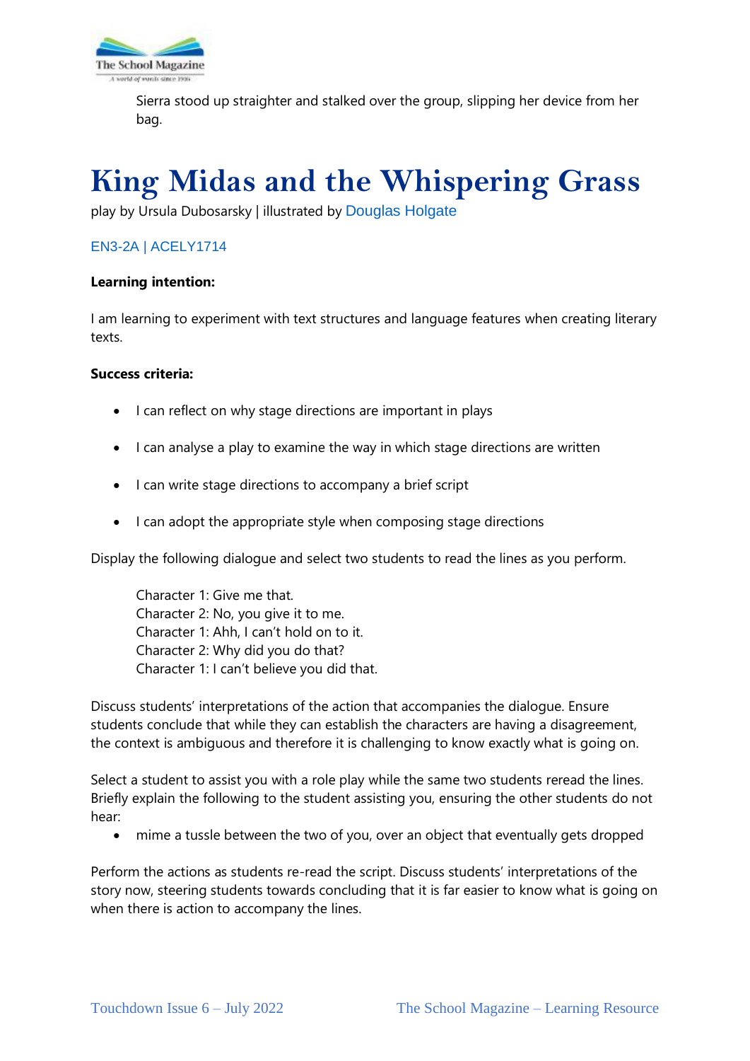Sierra stood up straighter and stalked over the group, slipping her device from her bag.

# King Midas and the Whispering Grass

play by Ursula Dubosarsky | illustrated by Douglas Holgate

EN3-2A | ACELY1714

**Learning intention:**

I am learning to experiment with text structures and language features when creating literary texts.

**Success criteria:**

- I can reflect on why stage directions are important in plays
- I can analyse a play to examine the way in which stage directions are written
- I can write stage directions to accompany a brief script
- I can adopt the appropriate style when composing stage directions

Display the following dialogue and select two students to read the lines as you perform.

> Character 1: Give me that.
> Character 2: No, you give it to me.
> Character 1: Ahh, I can't hold on to it.
> Character 2: Why did you do that?
> Character 1: I can't believe you did that.

Discuss students' interpretations of the action that accompanies the dialogue. Ensure students conclude that while they can establish the characters are having a disagreement, the context is ambiguous and therefore it is challenging to know exactly what is going on.

Select a student to assist you with a role play while the same two students reread the lines. Briefly explain the following to the student assisting you, ensuring the other students do not hear:

- mime a tussle between the two of you, over an object that eventually gets dropped

Perform the actions as students re-read the script. Discuss students' interpretations of the story now, steering students towards concluding that it is far easier to know what is going on when there is action to accompany the lines.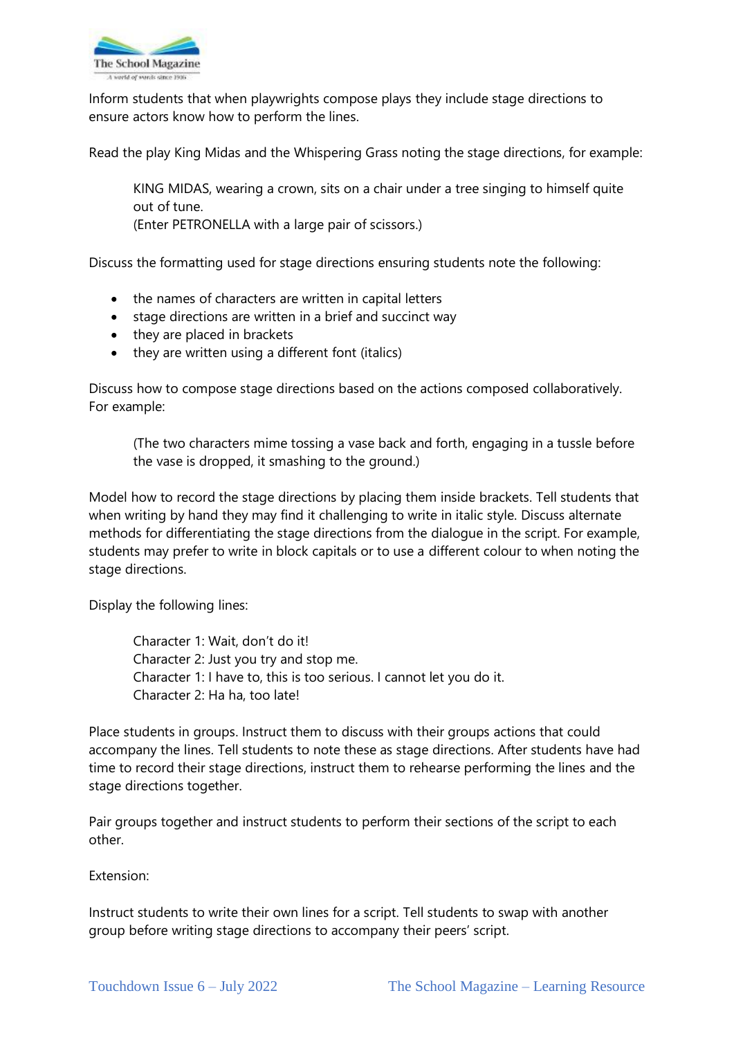Inform students that when playwrights compose plays they include stage directions to ensure actors know how to perform the lines.

Read the play King Midas and the Whispering Grass noting the stage directions, for example:

> KING MIDAS, wearing a crown, sits on a chair under a tree singing to himself quite out of tune.
> (Enter PETRONELLA with a large pair of scissors.)

Discuss the formatting used for stage directions ensuring students note the following:

- the names of characters are written in capital letters
- stage directions are written in a brief and succinct way
- they are placed in brackets
- they are written using a different font (italics)

Discuss how to compose stage directions based on the actions composed collaboratively. For example:

> (The two characters mime tossing a vase back and forth, engaging in a tussle before the vase is dropped, it smashing to the ground.)

Model how to record the stage directions by placing them inside brackets. Tell students that when writing by hand they may find it challenging to write in italic style. Discuss alternate methods for differentiating the stage directions from the dialogue in the script. For example, students may prefer to write in block capitals or to use a different colour to when noting the stage directions.

Display the following lines:

> Character 1: Wait, don't do it!
> Character 2: Just you try and stop me.
> Character 1: I have to, this is too serious. I cannot let you do it.
> Character 2: Ha ha, too late!

Place students in groups. Instruct them to discuss with their groups actions that could accompany the lines. Tell students to note these as stage directions. After students have had time to record their stage directions, instruct them to rehearse performing the lines and the stage directions together.

Pair groups together and instruct students to perform their sections of the script to each other.

Extension:

Instruct students to write their own lines for a script. Tell students to swap with another group before writing stage directions to accompany their peers' script.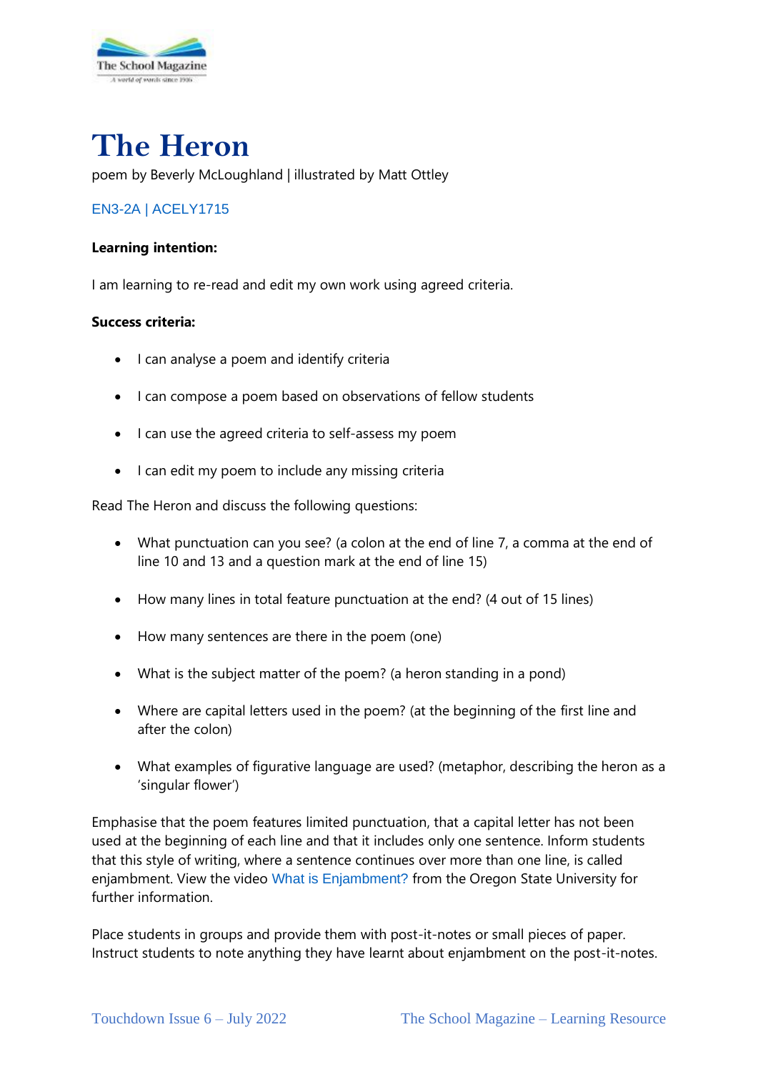# The Heron

poem by Beverly McLoughland | illustrated by Matt Ottley

EN3-2A | ACELY1715

**Learning intention:**

I am learning to re-read and edit my own work using agreed criteria.

**Success criteria:**

- I can analyse a poem and identify criteria
- I can compose a poem based on observations of fellow students
- I can use the agreed criteria to self-assess my poem
- I can edit my poem to include any missing criteria

Read The Heron and discuss the following questions:

- What punctuation can you see? (a colon at the end of line 7, a comma at the end of line 10 and 13 and a question mark at the end of line 15)
- How many lines in total feature punctuation at the end? (4 out of 15 lines)
- How many sentences are there in the poem (one)
- What is the subject matter of the poem? (a heron standing in a pond)
- Where are capital letters used in the poem? (at the beginning of the first line and after the colon)
- What examples of figurative language are used? (metaphor, describing the heron as a 'singular flower')

Emphasise that the poem features limited punctuation, that a capital letter has not been used at the beginning of each line and that it includes only one sentence. Inform students that this style of writing, where a sentence continues over more than one line, is called enjambment. View the video What is Enjambment? from the Oregon State University for further information.

Place students in groups and provide them with post-it-notes or small pieces of paper. Instruct students to note anything they have learnt about enjambment on the post-it-notes.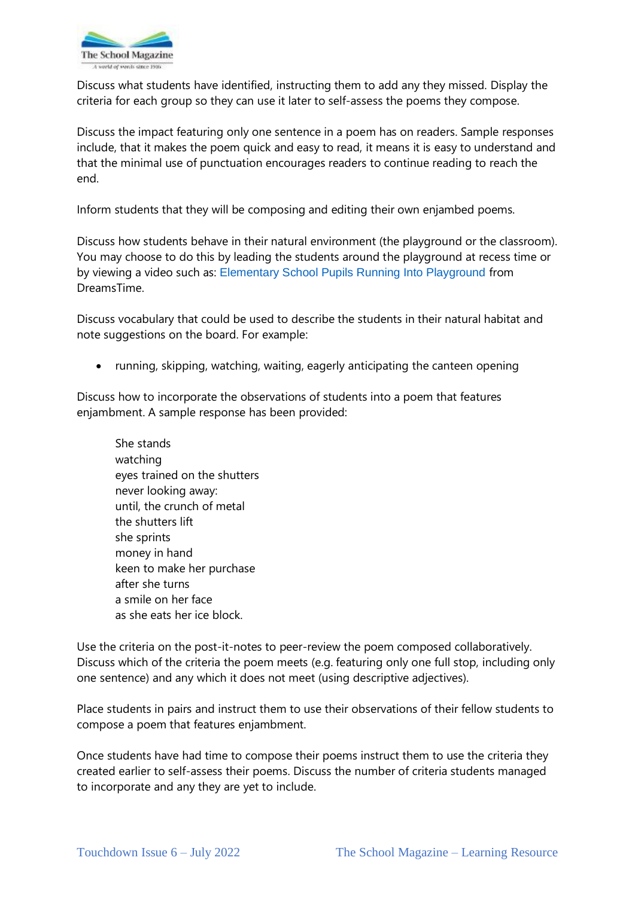Discuss what students have identified, instructing them to add any they missed. Display the criteria for each group so they can use it later to self-assess the poems they compose.

Discuss the impact featuring only one sentence in a poem has on readers. Sample responses include, that it makes the poem quick and easy to read, it means it is easy to understand and that the minimal use of punctuation encourages readers to continue reading to reach the end.

Inform students that they will be composing and editing their own enjambed poems.

Discuss how students behave in their natural environment (the playground or the classroom). You may choose to do this by leading the students around the playground at recess time or by viewing a video such as: Elementary School Pupils Running Into Playground from DreamsTime.

Discuss vocabulary that could be used to describe the students in their natural habitat and note suggestions on the board. For example:

- running, skipping, watching, waiting, eagerly anticipating the canteen opening

Discuss how to incorporate the observations of students into a poem that features enjambment. A sample response has been provided:

> She stands
> watching
> eyes trained on the shutters
> never looking away:
> until, the crunch of metal
> the shutters lift
> she sprints
> money in hand
> keen to make her purchase
> after she turns
> a smile on her face
> as she eats her ice block.

Use the criteria on the post-it-notes to peer-review the poem composed collaboratively. Discuss which of the criteria the poem meets (e.g. featuring only one full stop, including only one sentence) and any which it does not meet (using descriptive adjectives).

Place students in pairs and instruct them to use their observations of their fellow students to compose a poem that features enjambment.

Once students have had time to compose their poems instruct them to use the criteria they created earlier to self-assess their poems. Discuss the number of criteria students managed to incorporate and any they are yet to include.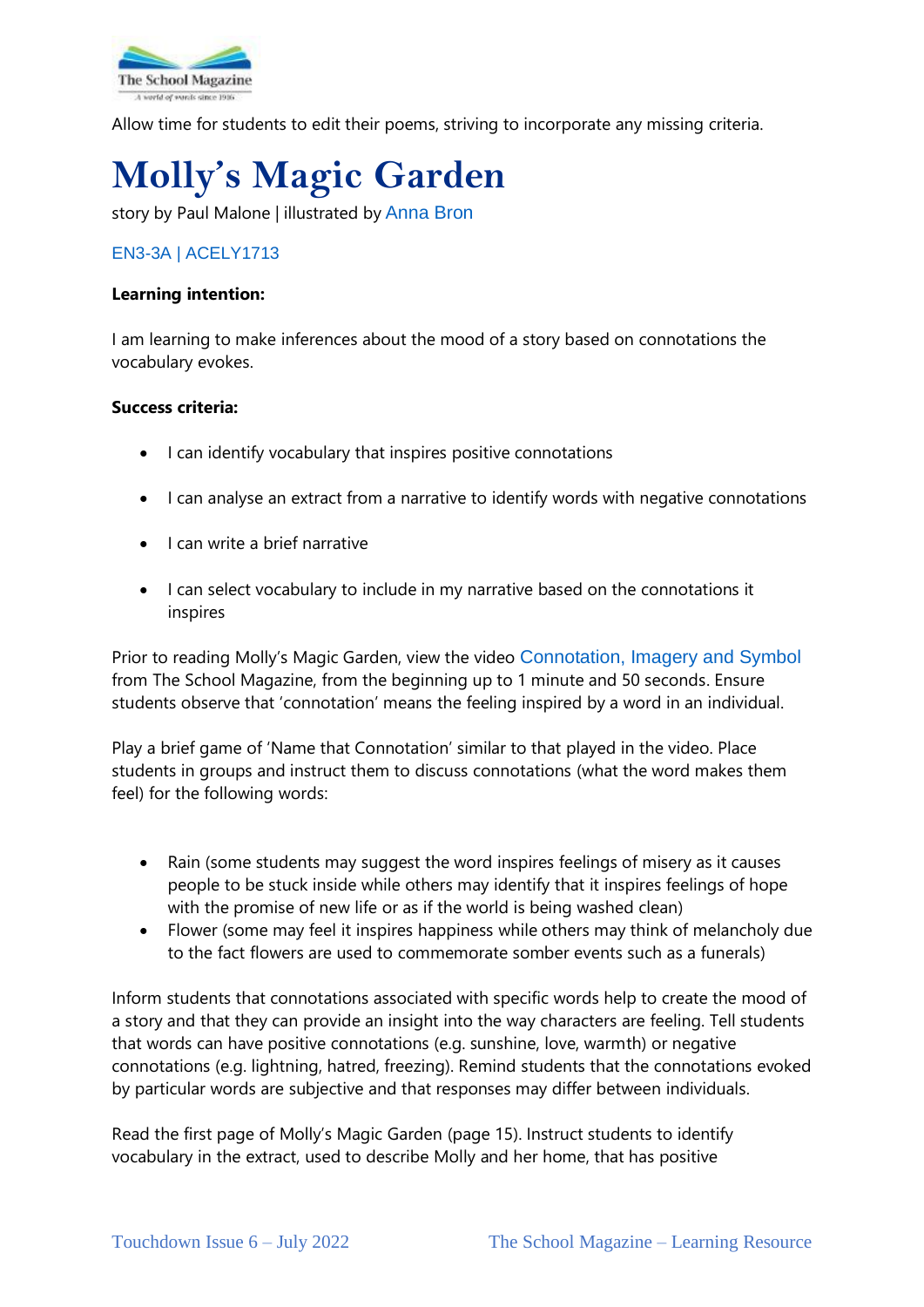Allow time for students to edit their poems, striving to incorporate any missing criteria.

# Molly's Magic Garden

story by Paul Malone | illustrated by Anna Bron

EN3-3A | ACELY1713

**Learning intention:**

I am learning to make inferences about the mood of a story based on connotations the vocabulary evokes.

**Success criteria:**

- I can identify vocabulary that inspires positive connotations
- I can analyse an extract from a narrative to identify words with negative connotations
- I can write a brief narrative
- I can select vocabulary to include in my narrative based on the connotations it inspires

Prior to reading Molly's Magic Garden, view the video Connotation, Imagery and Symbol from The School Magazine, from the beginning up to 1 minute and 50 seconds. Ensure students observe that 'connotation' means the feeling inspired by a word in an individual.

Play a brief game of 'Name that Connotation' similar to that played in the video. Place students in groups and instruct them to discuss connotations (what the word makes them feel) for the following words:

- Rain (some students may suggest the word inspires feelings of misery as it causes people to be stuck inside while others may identify that it inspires feelings of hope with the promise of new life or as if the world is being washed clean)
- Flower (some may feel it inspires happiness while others may think of melancholy due to the fact flowers are used to commemorate somber events such as a funerals)

Inform students that connotations associated with specific words help to create the mood of a story and that they can provide an insight into the way characters are feeling. Tell students that words can have positive connotations (e.g. sunshine, love, warmth) or negative connotations (e.g. lightning, hatred, freezing). Remind students that the connotations evoked by particular words are subjective and that responses may differ between individuals.

Read the first page of Molly's Magic Garden (page 15). Instruct students to identify vocabulary in the extract, used to describe Molly and her home, that has positive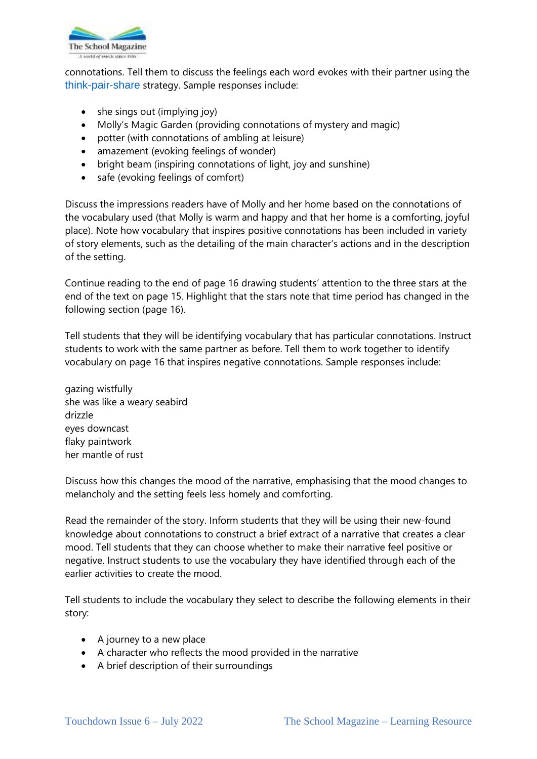connotations. Tell them to discuss the feelings each word evokes with their partner using the think-pair-share strategy. Sample responses include:

- she sings out (implying joy)
- Molly's Magic Garden (providing connotations of mystery and magic)
- potter (with connotations of ambling at leisure)
- amazement (evoking feelings of wonder)
- bright beam (inspiring connotations of light, joy and sunshine)
- safe (evoking feelings of comfort)

Discuss the impressions readers have of Molly and her home based on the connotations of the vocabulary used (that Molly is warm and happy and that her home is a comforting, joyful place). Note how vocabulary that inspires positive connotations has been included in variety of story elements, such as the detailing of the main character's actions and in the description of the setting.

Continue reading to the end of page 16 drawing students' attention to the three stars at the end of the text on page 15. Highlight that the stars note that time period has changed in the following section (page 16).

Tell students that they will be identifying vocabulary that has particular connotations. Instruct students to work with the same partner as before. Tell them to work together to identify vocabulary on page 16 that inspires negative connotations. Sample responses include:

gazing wistfully
she was like a weary seabird
drizzle
eyes downcast
flaky paintwork
her mantle of rust

Discuss how this changes the mood of the narrative, emphasising that the mood changes to melancholy and the setting feels less homely and comforting.

Read the remainder of the story. Inform students that they will be using their new-found knowledge about connotations to construct a brief extract of a narrative that creates a clear mood. Tell students that they can choose whether to make their narrative feel positive or negative. Instruct students to use the vocabulary they have identified through each of the earlier activities to create the mood.

Tell students to include the vocabulary they select to describe the following elements in their story:

- A journey to a new place
- A character who reflects the mood provided in the narrative
- A brief description of their surroundings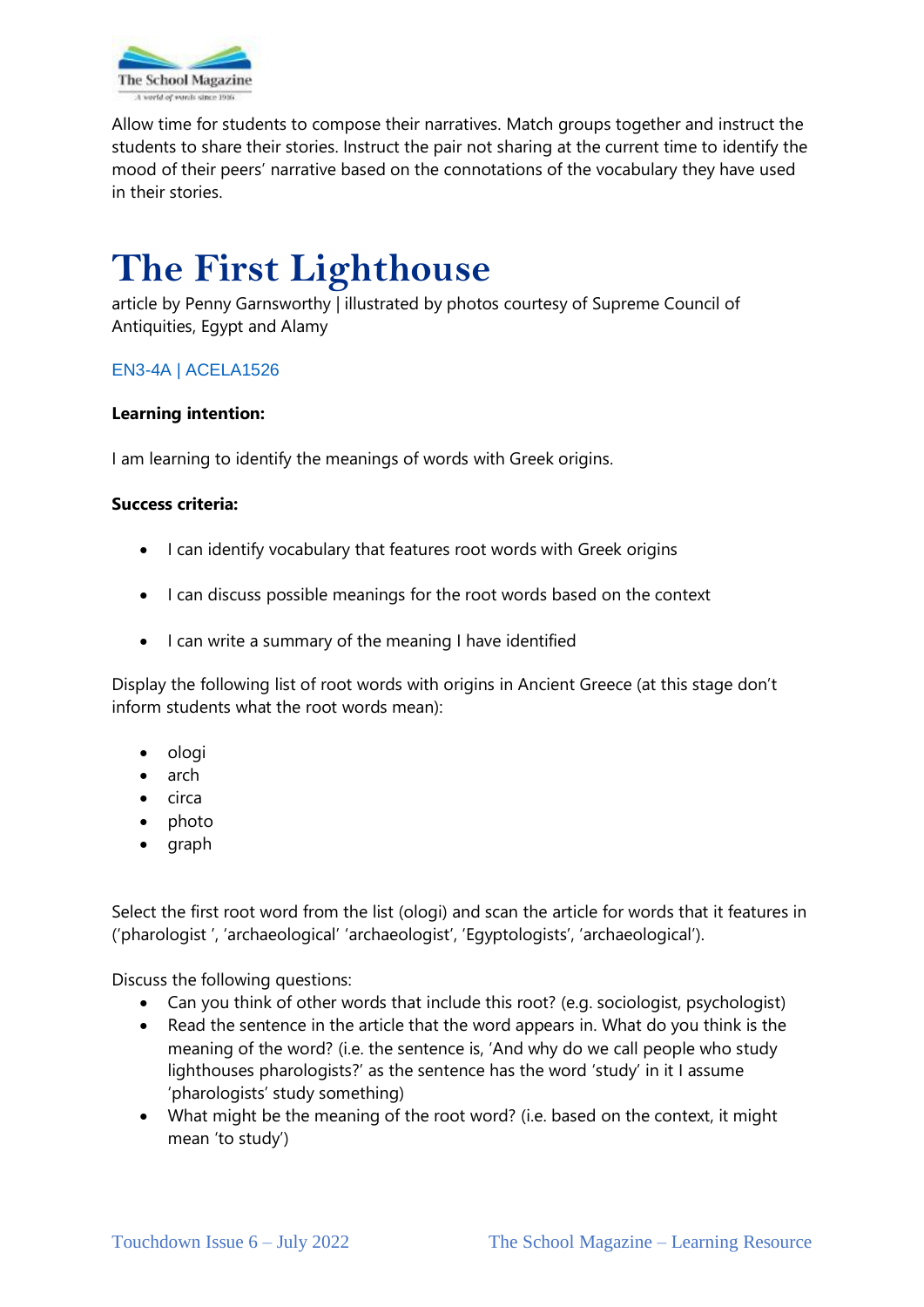Allow time for students to compose their narratives. Match groups together and instruct the students to share their stories. Instruct the pair not sharing at the current time to identify the mood of their peers' narrative based on the connotations of the vocabulary they have used in their stories.

# The First Lighthouse

article by Penny Garnsworthy | illustrated by photos courtesy of Supreme Council of Antiquities, Egypt and Alamy

EN3-4A | ACELA1526

**Learning intention:**

I am learning to identify the meanings of words with Greek origins.

**Success criteria:**

- I can identify vocabulary that features root words with Greek origins
- I can discuss possible meanings for the root words based on the context
- I can write a summary of the meaning I have identified

Display the following list of root words with origins in Ancient Greece (at this stage don't inform students what the root words mean):

- ologi
- arch
- circa
- photo
- graph

Select the first root word from the list (ologi) and scan the article for words that it features in ('pharologist ', 'archaeological' 'archaeologist', 'Egyptologists', 'archaeological').

Discuss the following questions:

- Can you think of other words that include this root? (e.g. sociologist, psychologist)
- Read the sentence in the article that the word appears in. What do you think is the meaning of the word? (i.e. the sentence is, 'And why do we call people who study lighthouses pharologists?' as the sentence has the word 'study' in it I assume 'pharologists' study something)
- What might be the meaning of the root word? (i.e. based on the context, it might mean 'to study')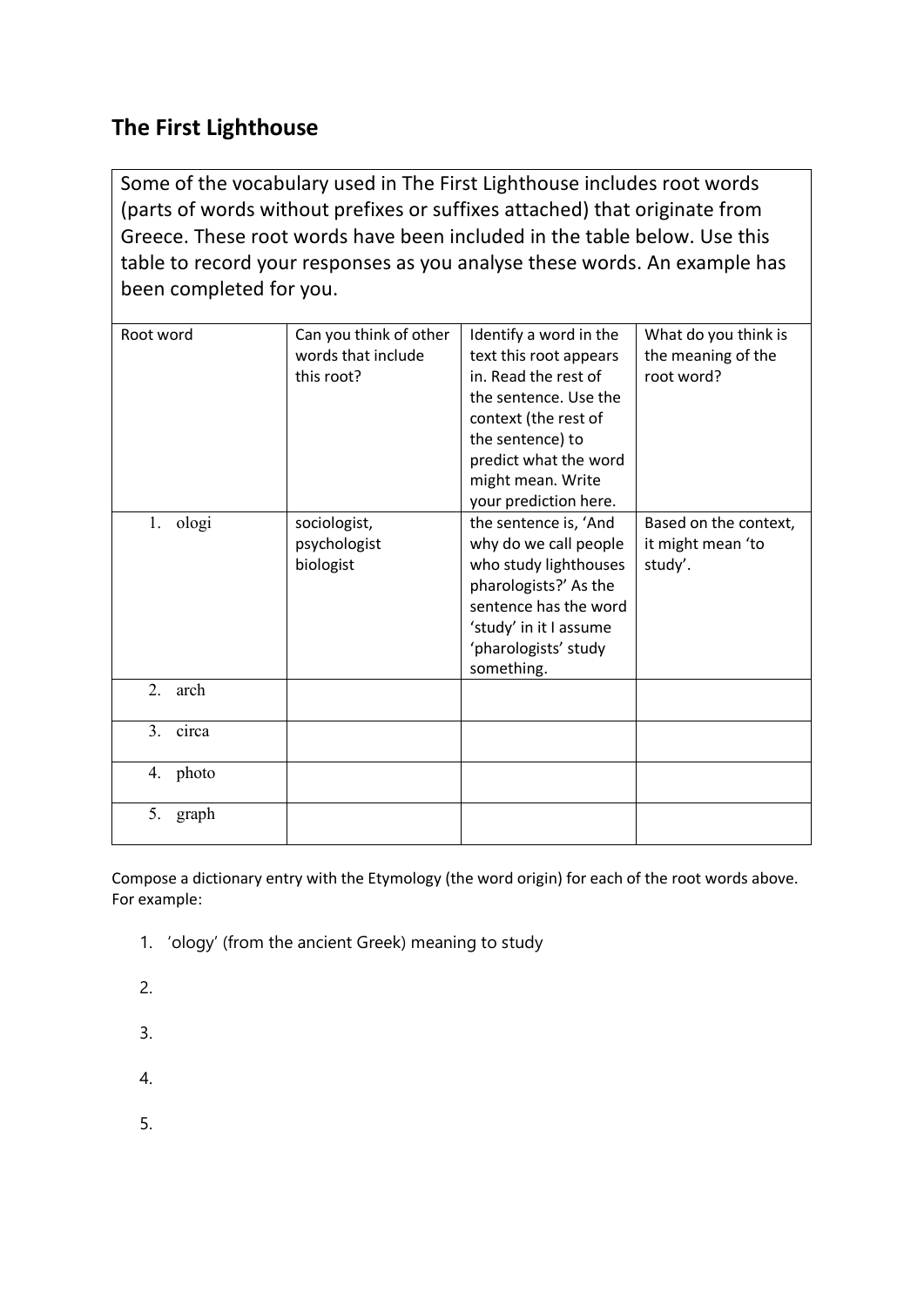## The First Lighthouse

Some of the vocabulary used in The First Lighthouse includes root words (parts of words without prefixes or suffixes attached) that originate from Greece. These root words have been included in the table below. Use this table to record your responses as you analyse these words. An example has been completed for you.

| Root word | Can you think of other words that include this root? | Identify a word in the text this root appears in. Read the rest of the sentence. Use the context (the rest of the sentence) to predict what the word might mean. Write your prediction here. | What do you think is the meaning of the root word? |
|---|---|---|---|
| 1. ologi | sociologist, psychologist biologist | the sentence is, 'And why do we call people who study lighthouses pharologists?' As the sentence has the word 'study' in it I assume 'pharologists' study something. | Based on the context, it might mean 'to study'. |
| 2. arch | | | |
| 3. circa | | | |
| 4. photo | | | |
| 5. graph | | | |

Compose a dictionary entry with the Etymology (the word origin) for each of the root words above. For example:

1. 'ology' (from the ancient Greek) meaning to study
2. 
3. 
4. 
5.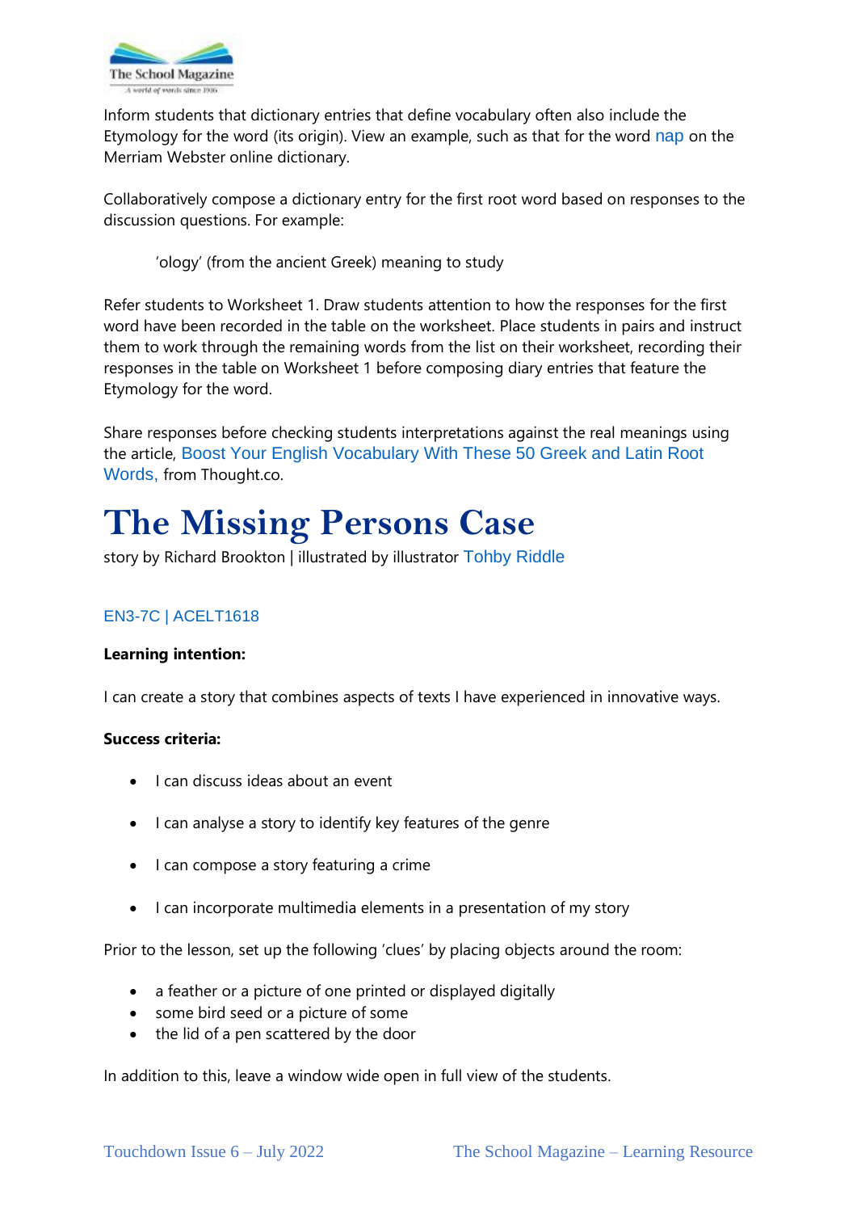Inform students that dictionary entries that define vocabulary often also include the Etymology for the word (its origin). View an example, such as that for the word nap on the Merriam Webster online dictionary.

Collaboratively compose a dictionary entry for the first root word based on responses to the discussion questions. For example:

> 'ology' (from the ancient Greek) meaning to study

Refer students to Worksheet 1. Draw students attention to how the responses for the first word have been recorded in the table on the worksheet. Place students in pairs and instruct them to work through the remaining words from the list on their worksheet, recording their responses in the table on Worksheet 1 before composing diary entries that feature the Etymology for the word.

Share responses before checking students interpretations against the real meanings using the article, Boost Your English Vocabulary With These 50 Greek and Latin Root Words, from Thought.co.

# The Missing Persons Case

story by Richard Brookton | illustrated by illustrator Tohby Riddle

EN3-7C | ACELT1618

**Learning intention:**

I can create a story that combines aspects of texts I have experienced in innovative ways.

**Success criteria:**

- I can discuss ideas about an event
- I can analyse a story to identify key features of the genre
- I can compose a story featuring a crime
- I can incorporate multimedia elements in a presentation of my story

Prior to the lesson, set up the following 'clues' by placing objects around the room:

- a feather or a picture of one printed or displayed digitally
- some bird seed or a picture of some
- the lid of a pen scattered by the door

In addition to this, leave a window wide open in full view of the students.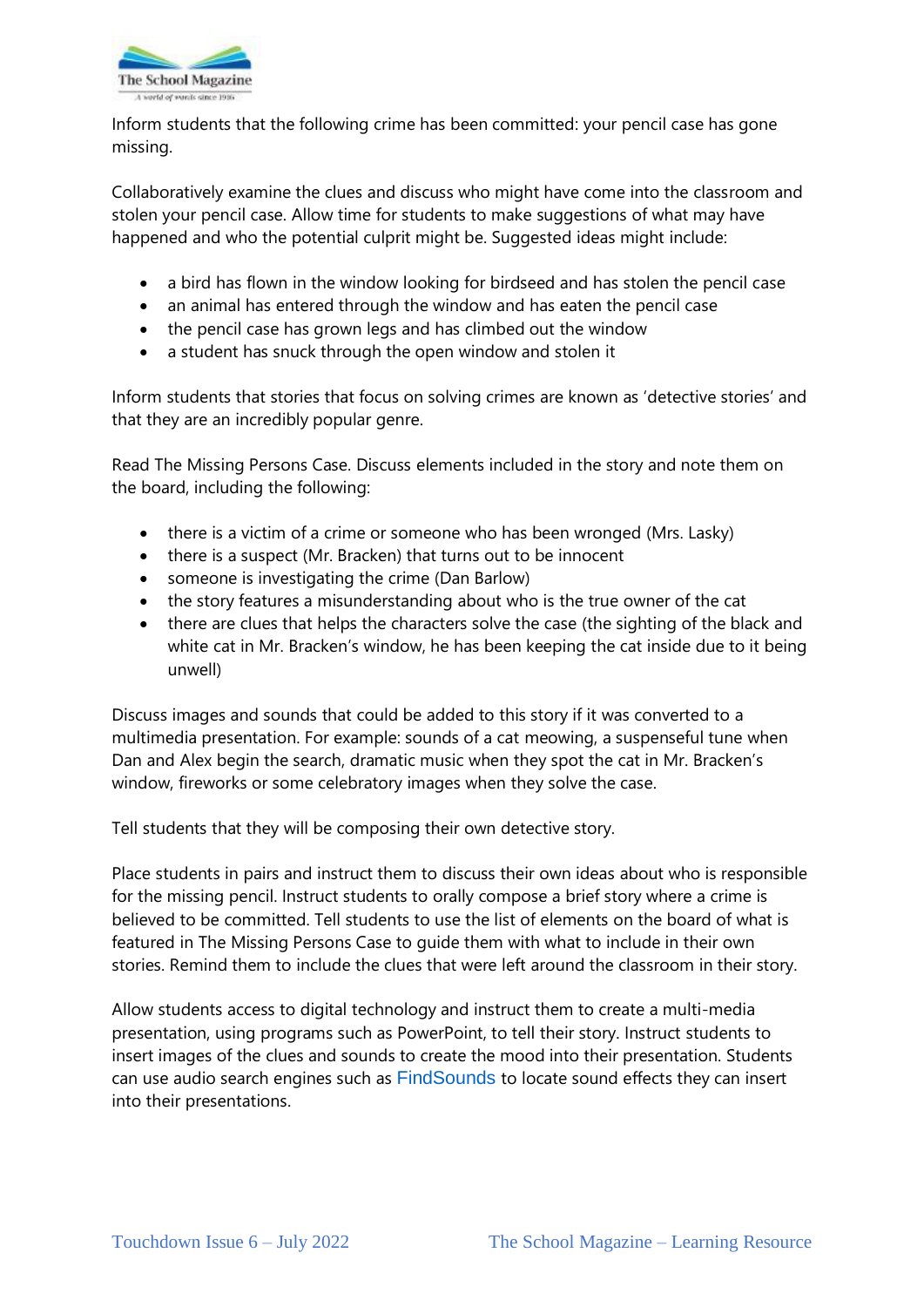Inform students that the following crime has been committed: your pencil case has gone missing.

Collaboratively examine the clues and discuss who might have come into the classroom and stolen your pencil case. Allow time for students to make suggestions of what may have happened and who the potential culprit might be. Suggested ideas might include:

- a bird has flown in the window looking for birdseed and has stolen the pencil case
- an animal has entered through the window and has eaten the pencil case
- the pencil case has grown legs and has climbed out the window
- a student has snuck through the open window and stolen it

Inform students that stories that focus on solving crimes are known as 'detective stories' and that they are an incredibly popular genre.

Read The Missing Persons Case. Discuss elements included in the story and note them on the board, including the following:

- there is a victim of a crime or someone who has been wronged (Mrs. Lasky)
- there is a suspect (Mr. Bracken) that turns out to be innocent
- someone is investigating the crime (Dan Barlow)
- the story features a misunderstanding about who is the true owner of the cat
- there are clues that helps the characters solve the case (the sighting of the black and white cat in Mr. Bracken's window, he has been keeping the cat inside due to it being unwell)

Discuss images and sounds that could be added to this story if it was converted to a multimedia presentation. For example: sounds of a cat meowing, a suspenseful tune when Dan and Alex begin the search, dramatic music when they spot the cat in Mr. Bracken's window, fireworks or some celebratory images when they solve the case.

Tell students that they will be composing their own detective story.

Place students in pairs and instruct them to discuss their own ideas about who is responsible for the missing pencil. Instruct students to orally compose a brief story where a crime is believed to be committed. Tell students to use the list of elements on the board of what is featured in The Missing Persons Case to guide them with what to include in their own stories. Remind them to include the clues that were left around the classroom in their story.

Allow students access to digital technology and instruct them to create a multi-media presentation, using programs such as PowerPoint, to tell their story. Instruct students to insert images of the clues and sounds to create the mood into their presentation. Students can use audio search engines such as FindSounds to locate sound effects they can insert into their presentations.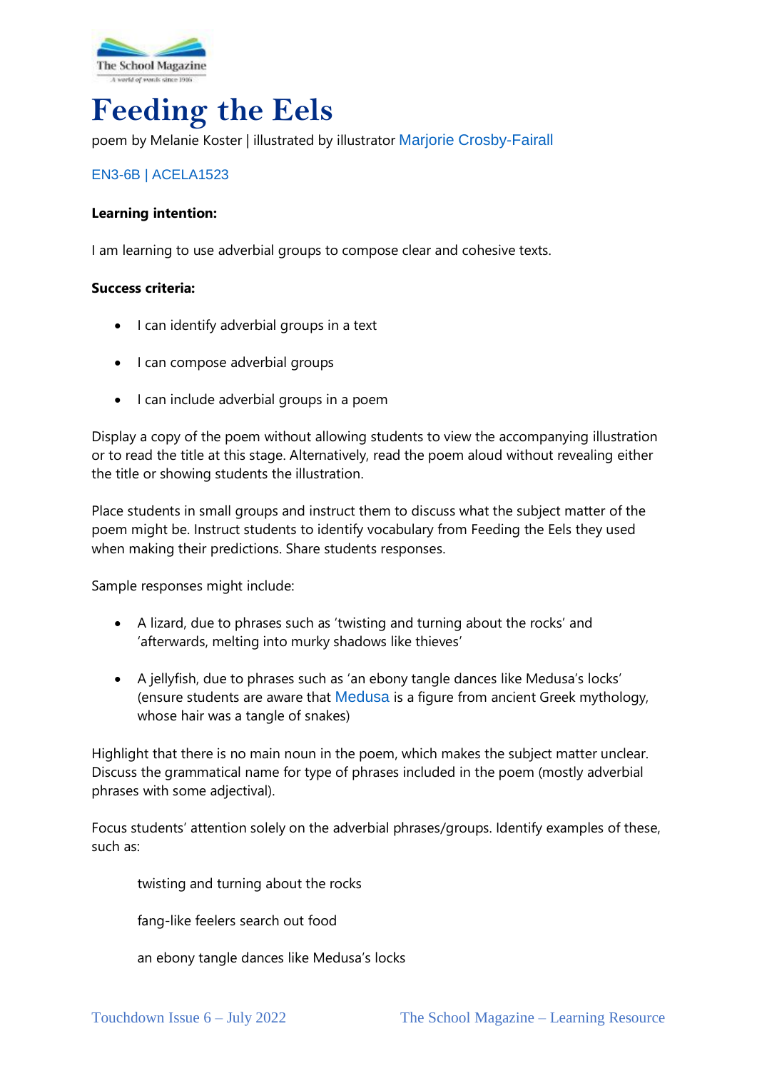# Feeding the Eels

poem by Melanie Koster | illustrated by illustrator Marjorie Crosby-Fairall

EN3-6B | ACELA1523

**Learning intention:**

I am learning to use adverbial groups to compose clear and cohesive texts.

**Success criteria:**

- I can identify adverbial groups in a text
- I can compose adverbial groups
- I can include adverbial groups in a poem

Display a copy of the poem without allowing students to view the accompanying illustration or to read the title at this stage. Alternatively, read the poem aloud without revealing either the title or showing students the illustration.

Place students in small groups and instruct them to discuss what the subject matter of the poem might be. Instruct students to identify vocabulary from Feeding the Eels they used when making their predictions. Share students responses.

Sample responses might include:

- A lizard, due to phrases such as 'twisting and turning about the rocks' and 'afterwards, melting into murky shadows like thieves'
- A jellyfish, due to phrases such as 'an ebony tangle dances like Medusa's locks' (ensure students are aware that Medusa is a figure from ancient Greek mythology, whose hair was a tangle of snakes)

Highlight that there is no main noun in the poem, which makes the subject matter unclear. Discuss the grammatical name for type of phrases included in the poem (mostly adverbial phrases with some adjectival).

Focus students' attention solely on the adverbial phrases/groups. Identify examples of these, such as:

> twisting and turning about the rocks
>
> fang-like feelers search out food
>
> an ebony tangle dances like Medusa's locks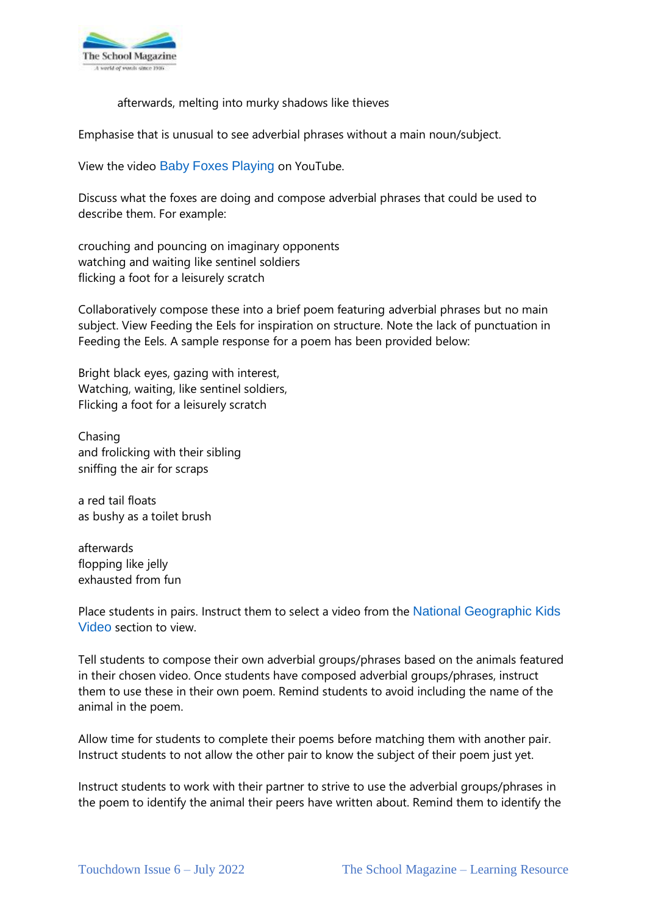afterwards, melting into murky shadows like thieves

Emphasise that is unusual to see adverbial phrases without a main noun/subject.

View the video Baby Foxes Playing on YouTube.

Discuss what the foxes are doing and compose adverbial phrases that could be used to describe them. For example:

crouching and pouncing on imaginary opponents
watching and waiting like sentinel soldiers
flicking a foot for a leisurely scratch

Collaboratively compose these into a brief poem featuring adverbial phrases but no main subject. View Feeding the Eels for inspiration on structure. Note the lack of punctuation in Feeding the Eels. A sample response for a poem has been provided below:

Bright black eyes, gazing with interest,
Watching, waiting, like sentinel soldiers,
Flicking a foot for a leisurely scratch

Chasing
and frolicking with their sibling
sniffing the air for scraps

a red tail floats
as bushy as a toilet brush

afterwards
flopping like jelly
exhausted from fun

Place students in pairs. Instruct them to select a video from the National Geographic Kids Video section to view.

Tell students to compose their own adverbial groups/phrases based on the animals featured in their chosen video. Once students have composed adverbial groups/phrases, instruct them to use these in their own poem. Remind students to avoid including the name of the animal in the poem.

Allow time for students to complete their poems before matching them with another pair. Instruct students to not allow the other pair to know the subject of their poem just yet.

Instruct students to work with their partner to strive to use the adverbial groups/phrases in the poem to identify the animal their peers have written about. Remind them to identify the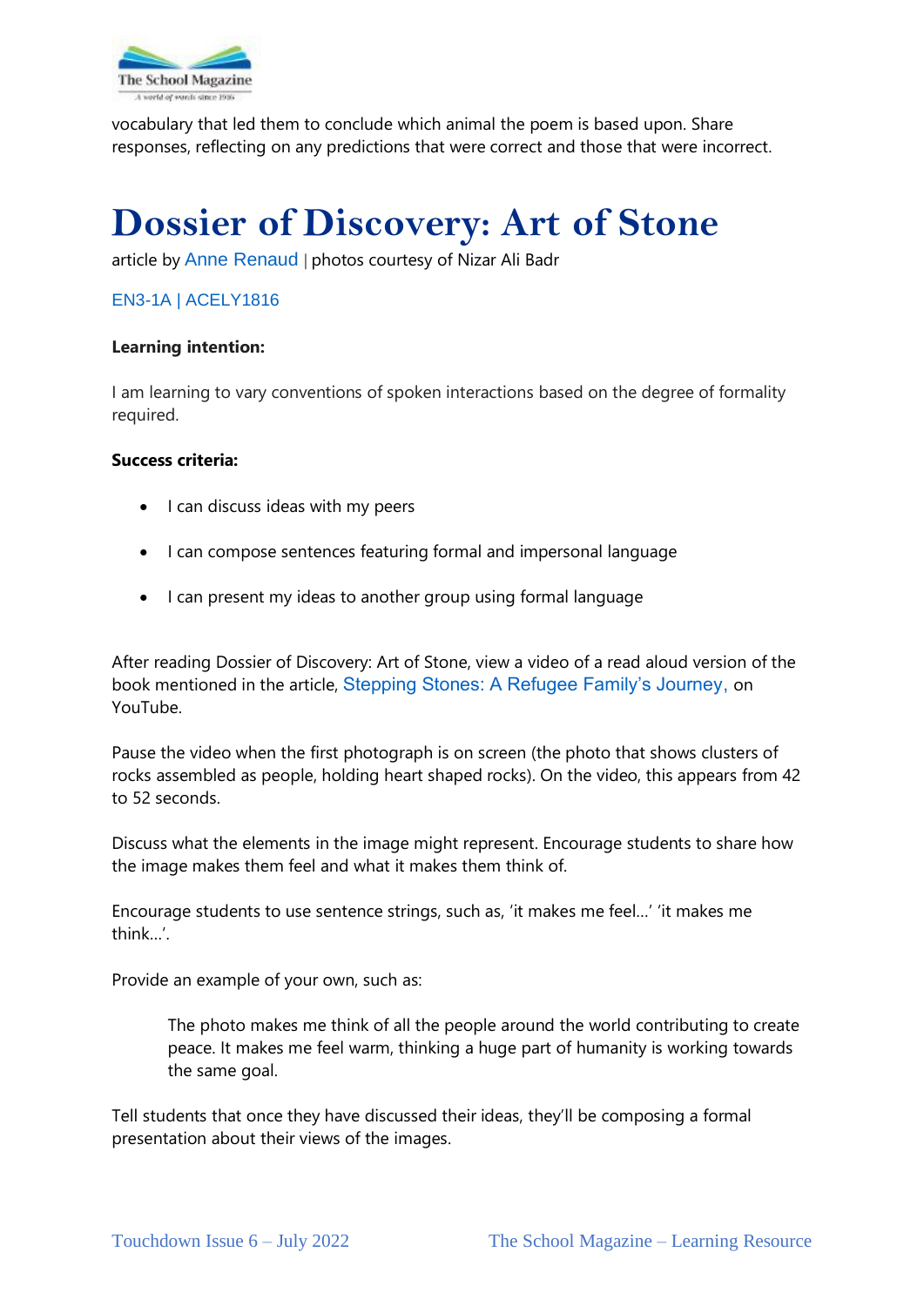vocabulary that led them to conclude which animal the poem is based upon. Share responses, reflecting on any predictions that were correct and those that were incorrect.

# Dossier of Discovery: Art of Stone

article by Anne Renaud | photos courtesy of Nizar Ali Badr

EN3-1A | ACELY1816

**Learning intention:**

I am learning to vary conventions of spoken interactions based on the degree of formality required.

**Success criteria:**

- I can discuss ideas with my peers
- I can compose sentences featuring formal and impersonal language
- I can present my ideas to another group using formal language

After reading Dossier of Discovery: Art of Stone, view a video of a read aloud version of the book mentioned in the article, Stepping Stones: A Refugee Family's Journey, on YouTube.

Pause the video when the first photograph is on screen (the photo that shows clusters of rocks assembled as people, holding heart shaped rocks). On the video, this appears from 42 to 52 seconds.

Discuss what the elements in the image might represent. Encourage students to share how the image makes them feel and what it makes them think of.

Encourage students to use sentence strings, such as, 'it makes me feel…' 'it makes me think…'.

Provide an example of your own, such as:

> The photo makes me think of all the people around the world contributing to create peace. It makes me feel warm, thinking a huge part of humanity is working towards the same goal.

Tell students that once they have discussed their ideas, they'll be composing a formal presentation about their views of the images.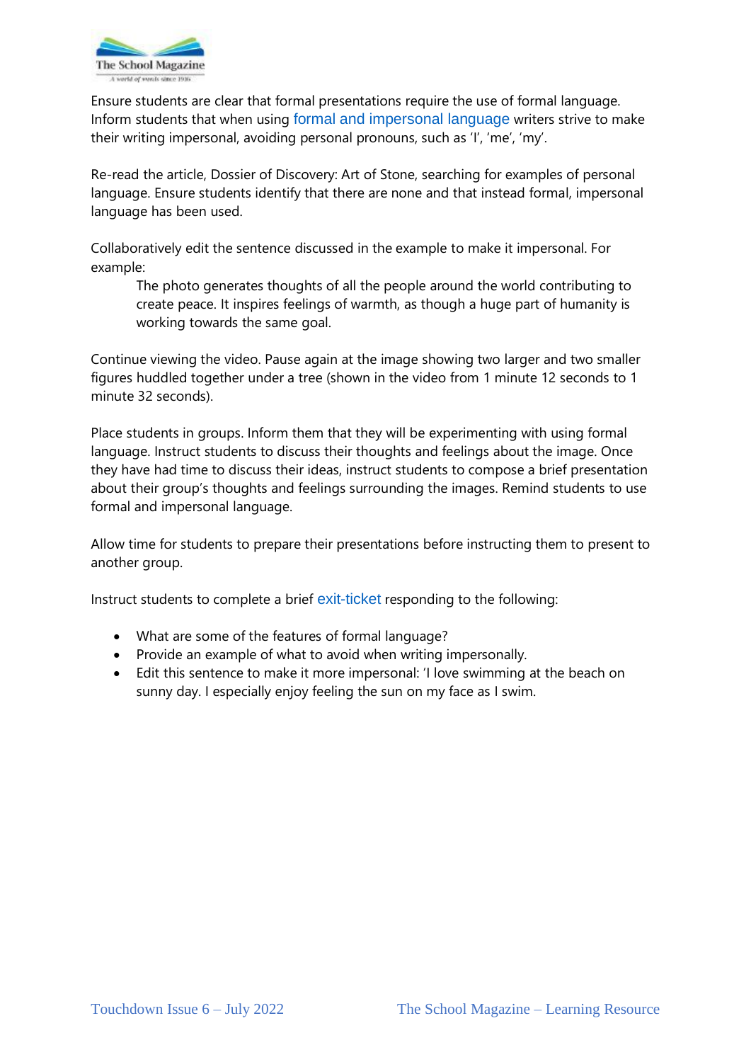Ensure students are clear that formal presentations require the use of formal language. Inform students that when using formal and impersonal language writers strive to make their writing impersonal, avoiding personal pronouns, such as 'I', 'me', 'my'.

Re-read the article, Dossier of Discovery: Art of Stone, searching for examples of personal language. Ensure students identify that there are none and that instead formal, impersonal language has been used.

Collaboratively edit the sentence discussed in the example to make it impersonal. For example:

> The photo generates thoughts of all the people around the world contributing to create peace. It inspires feelings of warmth, as though a huge part of humanity is working towards the same goal.

Continue viewing the video. Pause again at the image showing two larger and two smaller figures huddled together under a tree (shown in the video from 1 minute 12 seconds to 1 minute 32 seconds).

Place students in groups. Inform them that they will be experimenting with using formal language. Instruct students to discuss their thoughts and feelings about the image. Once they have had time to discuss their ideas, instruct students to compose a brief presentation about their group's thoughts and feelings surrounding the images. Remind students to use formal and impersonal language.

Allow time for students to prepare their presentations before instructing them to present to another group.

Instruct students to complete a brief exit-ticket responding to the following:

- What are some of the features of formal language?
- Provide an example of what to avoid when writing impersonally.
- Edit this sentence to make it more impersonal: 'I love swimming at the beach on sunny day. I especially enjoy feeling the sun on my face as I swim.